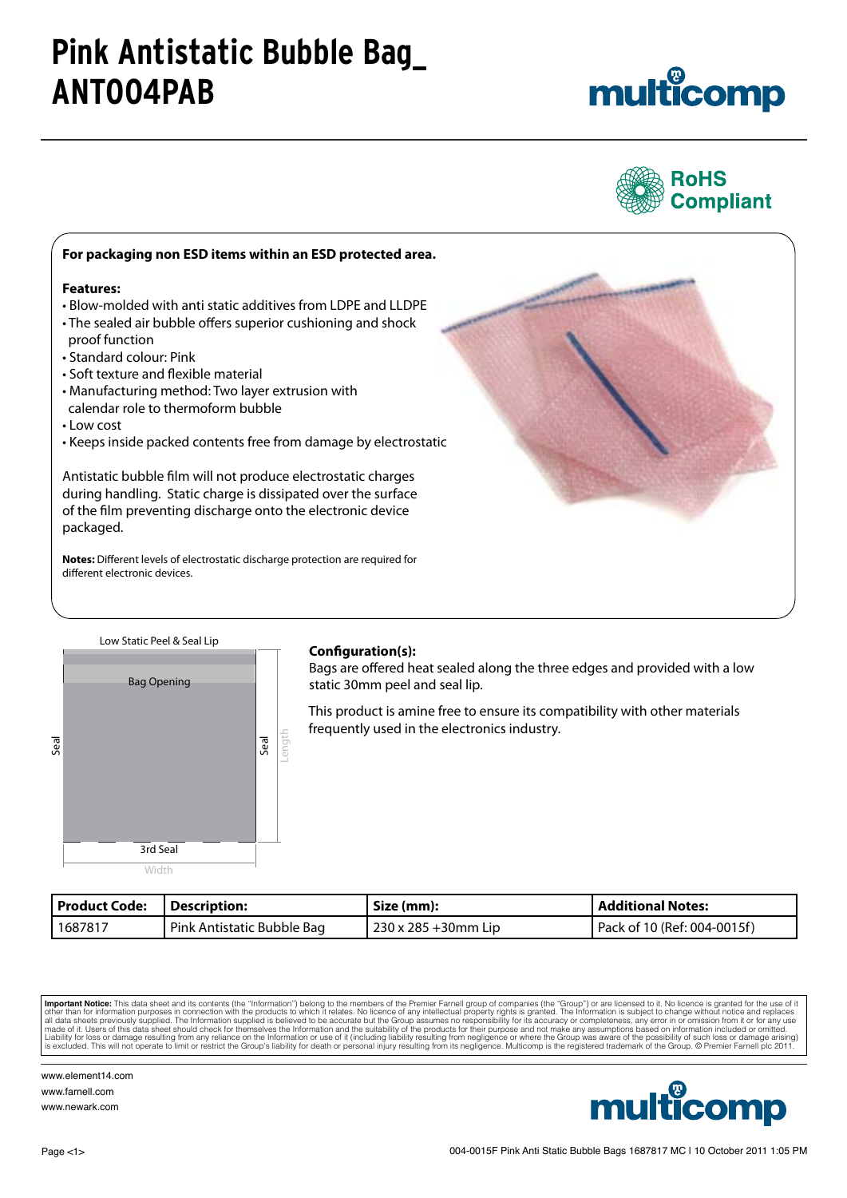# Pink Antistatic Bubble Bag_ ANT004PAB

RoHS Compliant

**For packaging non ESD items within an ESD protected area.**

**Features:**

- Blow-molded with anti static additives from LDPE and LLDPE
- The sealed air bubble offers superior cushioning and shock proof function
- Standard colour: Pink
- Soft texture and flexible material
- Manufacturing method: Two layer extrusion with calendar role to thermoform bubble
- Low cost
- Keeps inside packed contents free from damage by electrostatic

Antistatic bubble film will not produce electrostatic charges during handling. Static charge is dissipated over the surface of the film preventing discharge onto the electronic device packaged.

**Notes:** Different levels of electrostatic discharge protection are required for different electronic devices.

Low Static Peel & Seal Lip

Bag Opening

Seal

Seal

Length

3rd Seal

Width

**Configuration(s):**

Bags are offered heat sealed along the three edges and provided with a low static 30mm peel and seal lip.

This product is amine free to ensure its compatibility with other materials frequently used in the electronics industry.

| Product Code: | Description: | Size (mm): | Additional Notes: |
| --- | --- | --- | --- |
| 1687817 | Pink Antistatic Bubble Bag | 230 x 285 +30mm Lip | Pack of 10 (Ref: 004-0015f) |

**Important Notice:** This data sheet and its contents (the "Information") belong to the members of the Premier Farnell group of companies (the "Group") or are licensed to it. No licence is granted for the use of it other than for information purposes in connection with the products to which it relates. No licence of any intellectual property rights is granted. The Information is subject to change without notice and replaces all data sheets previously supplied. The Information supplied is believed to be accurate but the Group assumes no responsibility for its accuracy or completeness, any error in or omission from it or for any use made of it. Users of this data sheet should check for themselves the Information and the suitability of the products for their purpose and not make any assumptions based on information included or omitted. Liability for loss or damage resulting from any reliance on the Information or use of it (including liability resulting from negligence or where the Group was aware of the possibility of such loss or damage arising) is excluded. This will not operate to limit or restrict the Group's liability for death or personal injury resulting from its negligence. Multicomp is the registered trademark of the Group. © Premier Farnell plc 2011.

www.element14.com
www.farnell.com
www.newark.com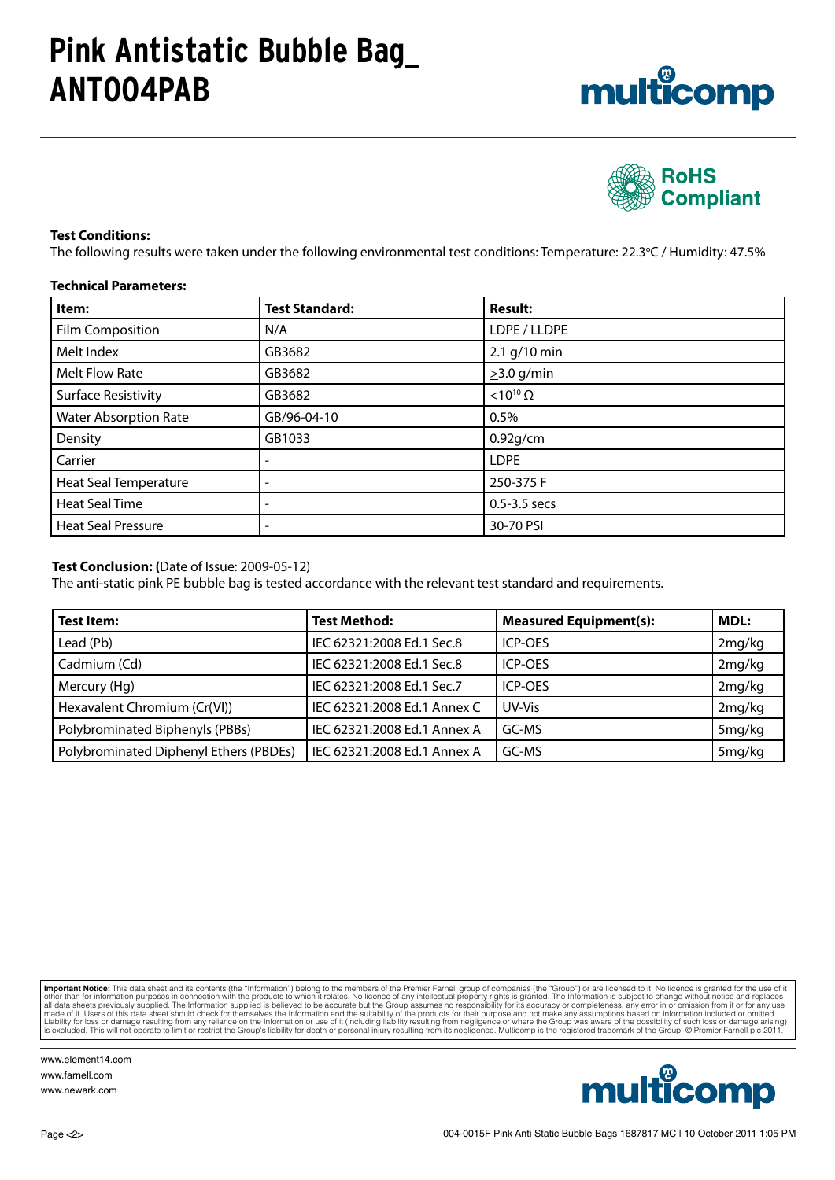# Pink Antistatic Bubble Bag_ ANT004PAB

RoHS Compliant

**Test Conditions:**
The following results were taken under the following environmental test conditions: Temperature: 22.3ºC / Humidity: 47.5%

**Technical Parameters:**

| Item: | Test Standard: | Result: |
|---|---|---|
| Film Composition | N/A | LDPE / LLDPE |
| Melt Index | GB3682 | 2.1 g/10 min |
| Melt Flow Rate | GB3682 | $\geq$3.0 g/min |
| Surface Resistivity | GB3682 | $<10^{10}\ \Omega$ |
| Water Absorption Rate | GB/96-04-10 | 0.5% |
| Density | GB1033 | 0.92g/cm |
| Carrier | - | LDPE |
| Heat Seal Temperature | - | 250-375 F |
| Heat Seal Time | - | 0.5-3.5 secs |
| Heat Seal Pressure | - | 30-70 PSI |

**Test Conclusion: (**Date of Issue: 2009-05-12)
The anti-static pink PE bubble bag is tested accordance with the relevant test standard and requirements.

| Test Item: | Test Method: | Measured Equipment(s): | MDL: |
|---|---|---|---|
| Lead (Pb) | IEC 62321:2008 Ed.1 Sec.8 | ICP-OES | 2mg/kg |
| Cadmium (Cd) | IEC 62321:2008 Ed.1 Sec.8 | ICP-OES | 2mg/kg |
| Mercury (Hg) | IEC 62321:2008 Ed.1 Sec.7 | ICP-OES | 2mg/kg |
| Hexavalent Chromium (Cr(VI)) | IEC 62321:2008 Ed.1 Annex C | UV-Vis | 2mg/kg |
| Polybrominated Biphenyls (PBBs) | IEC 62321:2008 Ed.1 Annex A | GC-MS | 5mg/kg |
| Polybrominated Diphenyl Ethers (PBDEs) | IEC 62321:2008 Ed.1 Annex A | GC-MS | 5mg/kg |

**Important Notice:** This data sheet and its contents (the "Information") belong to the members of the Premier Farnell group of companies (the "Group") or are licensed to it. No licence is granted for the use of it other than for information purposes in connection with the products to which it relates. No licence of any intellectual property rights is granted. The Information is subject to change without notice and replaces all data sheets previously supplied. The Information supplied is believed to be accurate but the Group assumes no responsibility for its accuracy or completeness, any error in or omission from it or for any use made of it. Users of this data sheet should check for themselves the Information and the suitability of the products for their purpose and not make any assumptions based on information included or omitted. Liability for loss or damage resulting from any reliance on the Information or use of it (including liability resulting from negligence or where the Group was aware of the possibility of such loss or damage arising) is excluded. This will not operate to limit or restrict the Group's liability for death or personal injury resulting from its negligence. Multicomp is the registered trademark of the Group. © Premier Farnell plc 2011.

www.element14.com
www.farnell.com
www.newark.com

004-0015F Pink Anti Static Bubble Bags 1687817 MC I 10 October 2011 1:05 PM